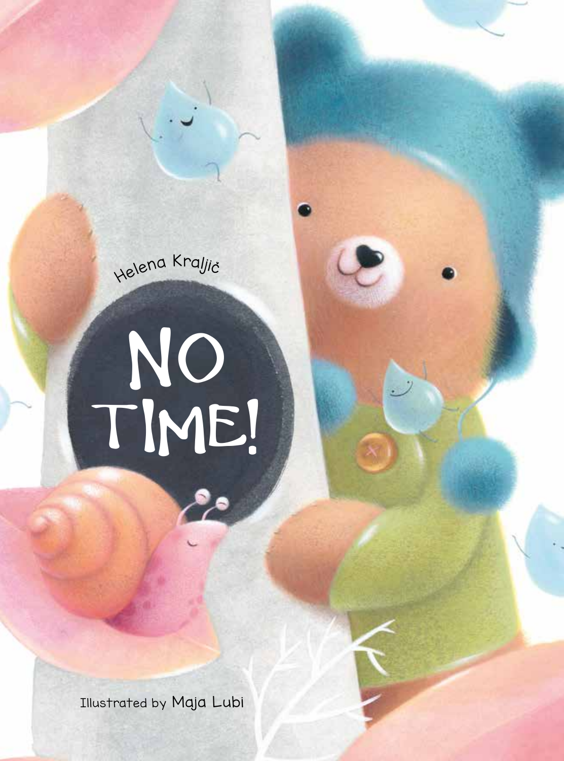Helena Kraljič

# NO TIME!

Illustrated by Maja Lubi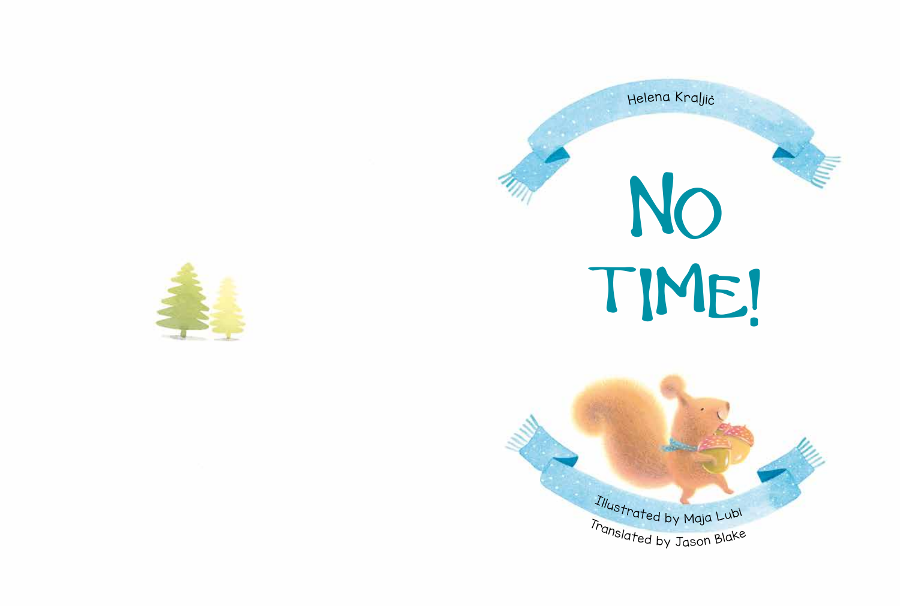Helena Kraljič

# NO TIME!

Illustrated by Maja Lubi

Translated by Jason Blake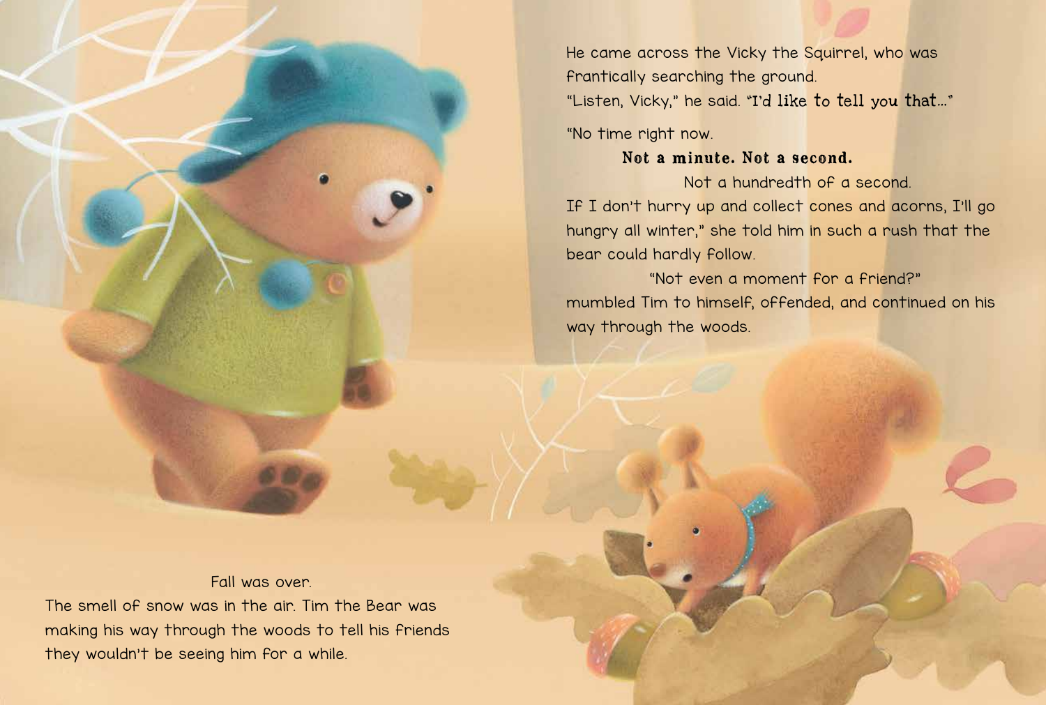Fall was over.
The smell of snow was in the air. Tim the Bear was making his way through the woods to tell his friends they wouldn't be seeing him for a while.

He came across the Vicky the Squirrel, who was frantically searching the ground.
"Listen, Vicky," he said. "I'd like to tell you that..."

"No time right now.
**Not a minute. Not a second.**
Not a hundredth of a second.
If I don't hurry up and collect cones and acorns, I'll go hungry all winter," she told him in such a rush that the bear could hardly follow.

"Not even a moment for a friend?"
mumbled Tim to himself, offended, and continued on his way through the woods.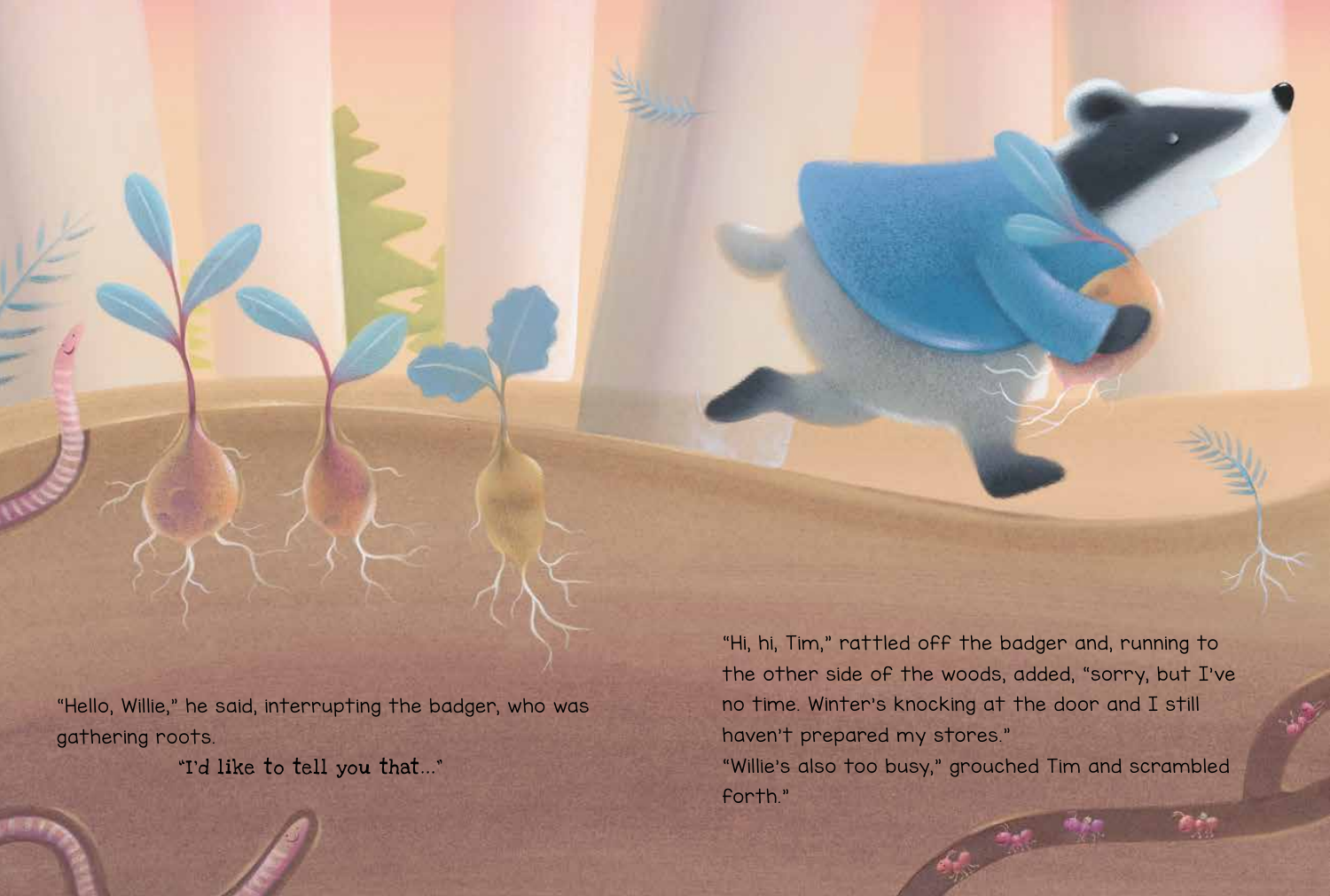"Hello, Willie," he said, interrupting the badger, who was gathering roots.

"I'd like to tell you that..."

"Hi, hi, Tim," rattled off the badger and, running to the other side of the woods, added, "sorry, but I've no time. Winter's knocking at the door and I still haven't prepared my stores."

"Willie's also too busy," grouched Tim and scrambled forth."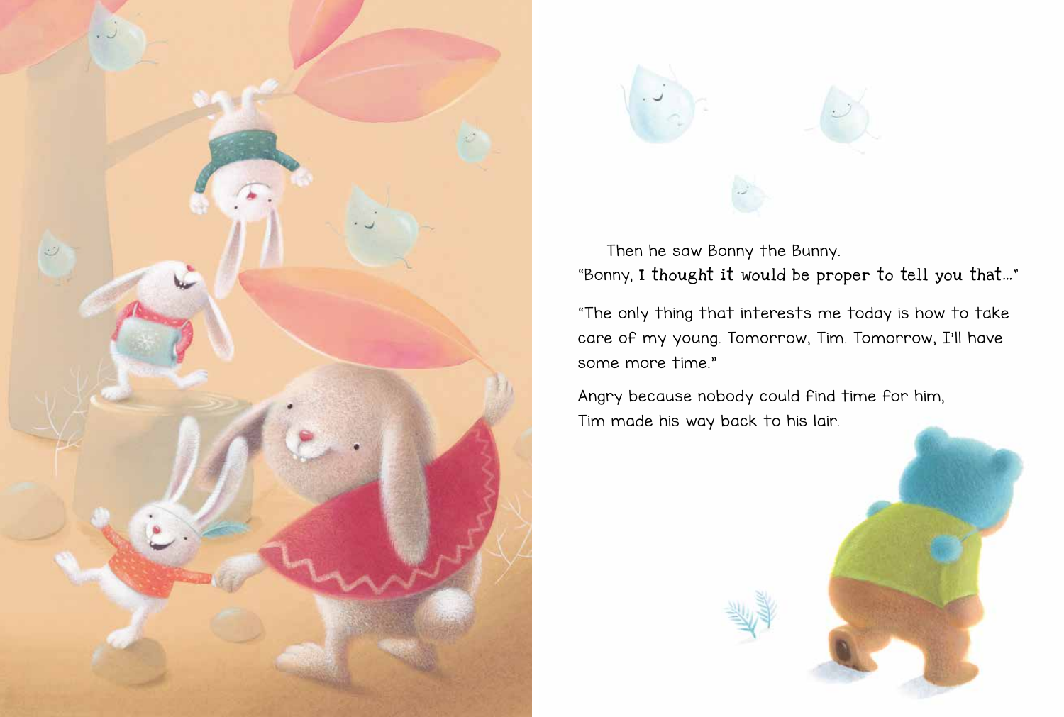Then he saw Bonny the Bunny.

"Bonny, **I thought it would be proper to tell you that...**"

"The only thing that interests me today is how to take care of my young. Tomorrow, Tim. Tomorrow, I'll have some more time."

Angry because nobody could find time for him, Tim made his way back to his lair.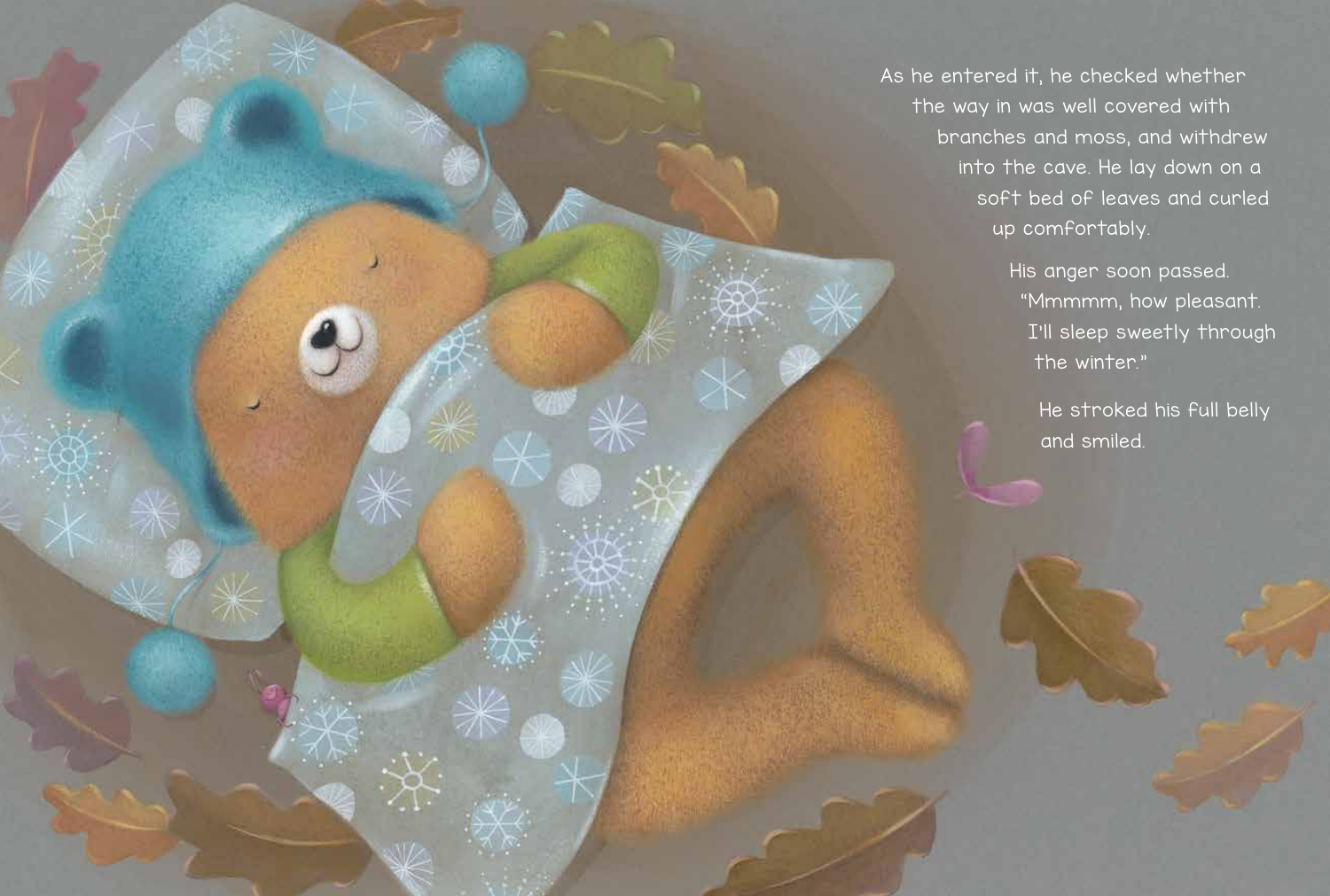As he entered it, he checked whether the way in was well covered with branches and moss, and withdrew into the cave. He lay down on a soft bed of leaves and curled up comfortably.

His anger soon passed. "Mmmmm, how pleasant. I'll sleep sweetly through the winter."

He stroked his full belly and smiled.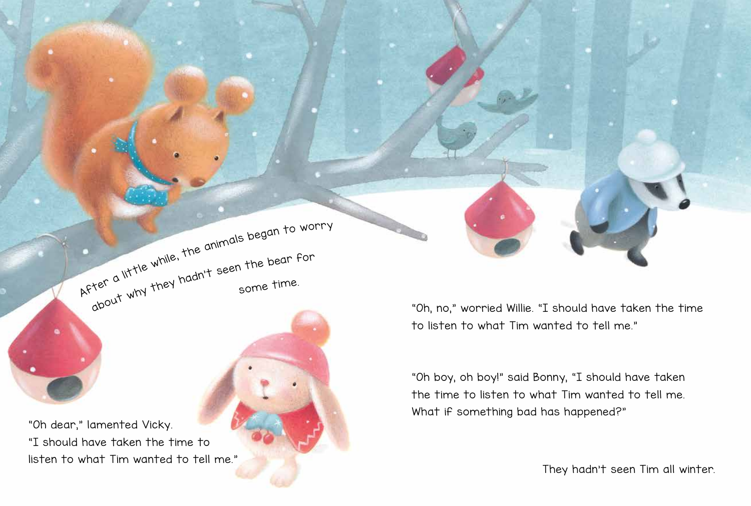After a little while, the animals began to worry about why they hadn't seen the bear for some time.

"Oh dear," lamented Vicky. "I should have taken the time to listen to what Tim wanted to tell me."

"Oh, no," worried Willie. "I should have taken the time to listen to what Tim wanted to tell me."

"Oh boy, oh boy!" said Bonny, "I should have taken the time to listen to what Tim wanted to tell me. What if something bad has happened?"

They hadn't seen Tim all winter.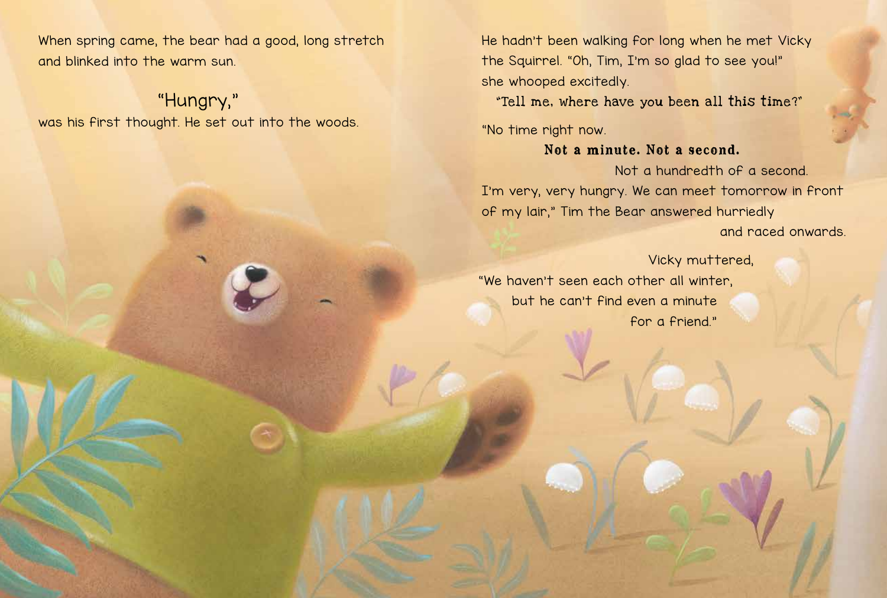When spring came, the bear had a good, long stretch and blinked into the warm sun.

"Hungry,"

was his first thought. He set out into the woods.

He hadn't been walking for long when he met Vicky the Squirrel. "Oh, Tim, I'm so glad to see you!" she whooped excitedly.

"Tell me, where have you been all this time?"

"No time right now.

**Not a minute. Not a second.**

Not a hundredth of a second.

I'm very, very hungry. We can meet tomorrow in front of my lair," Tim the Bear answered hurriedly and raced onwards.

Vicky muttered, "We haven't seen each other all winter, but he can't find even a minute for a friend."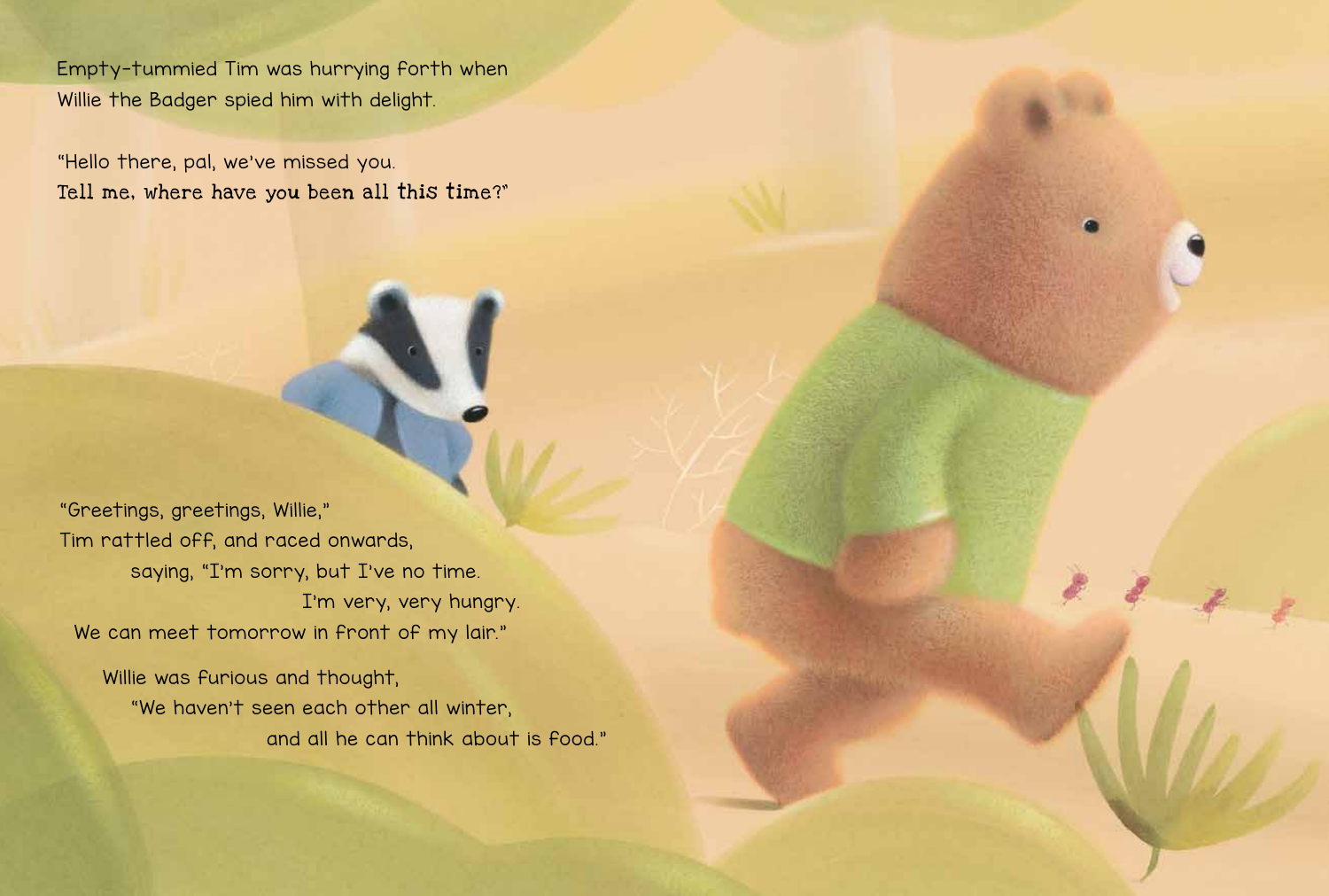Empty-tummied Tim was hurrying forth when
Willie the Badger spied him with delight.

"Hello there, pal, we've missed you.
Tell me, where have you been all this time?"

"Greetings, greetings, Willie,"
Tim rattled off, and raced onwards,
saying, "I'm sorry, but I've no time.
I'm very, very hungry.
We can meet tomorrow in front of my lair."

Willie was furious and thought,
"We haven't seen each other all winter,
and all he can think about is food."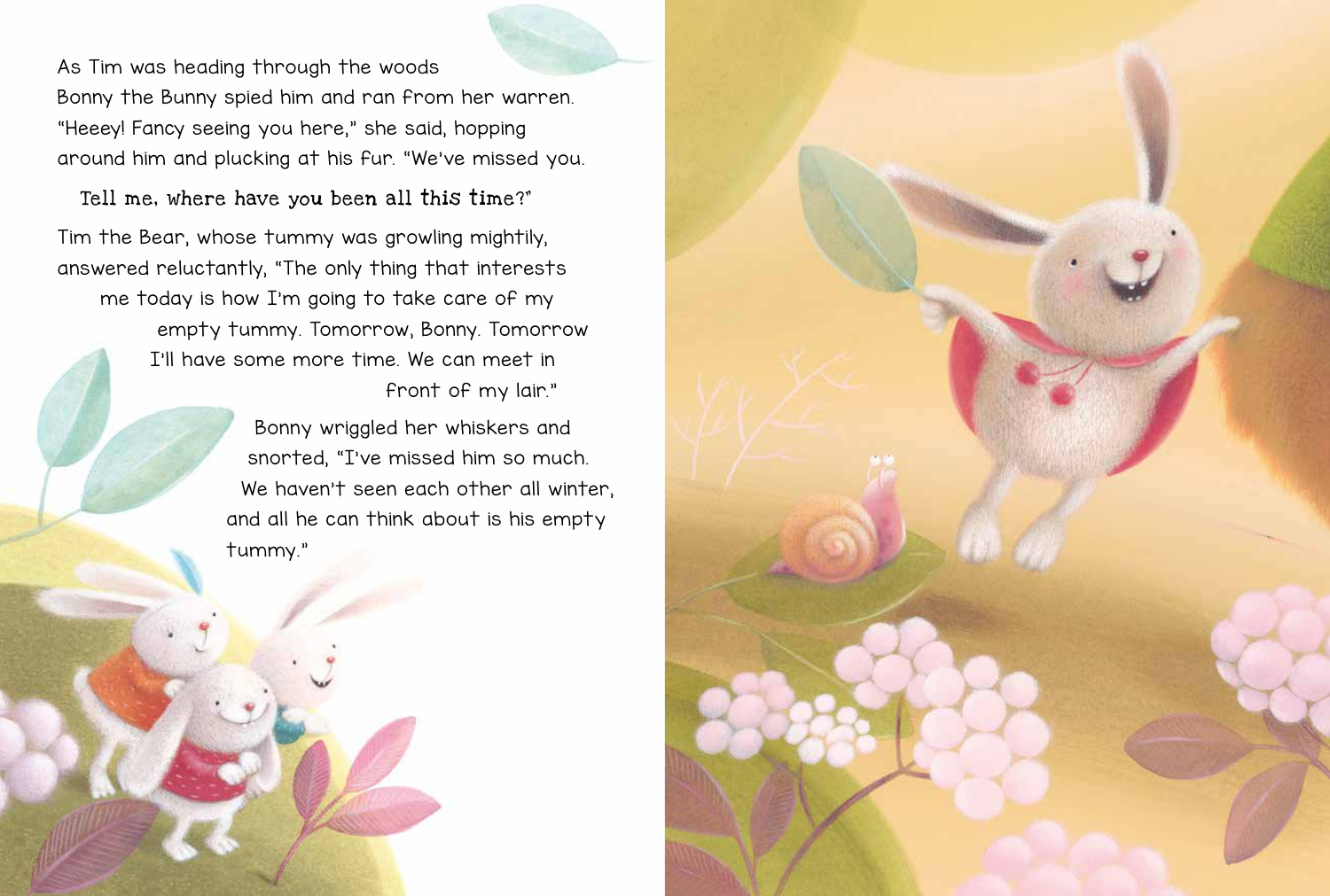As Tim was heading through the woods Bonny the Bunny spied him and ran from her warren. “Heeey! Fancy seeing you here,” she said, hopping around him and plucking at his fur. “We’ve missed you.

Tell me, where have you been all this time?”

Tim the Bear, whose tummy was growling mightily, answered reluctantly, “The only thing that interests me today is how I’m going to take care of my empty tummy. Tomorrow, Bonny. Tomorrow I’ll have some more time. We can meet in front of my lair.”

Bonny wriggled her whiskers and snorted, “I’ve missed him so much. We haven’t seen each other all winter, and all he can think about is his empty tummy.”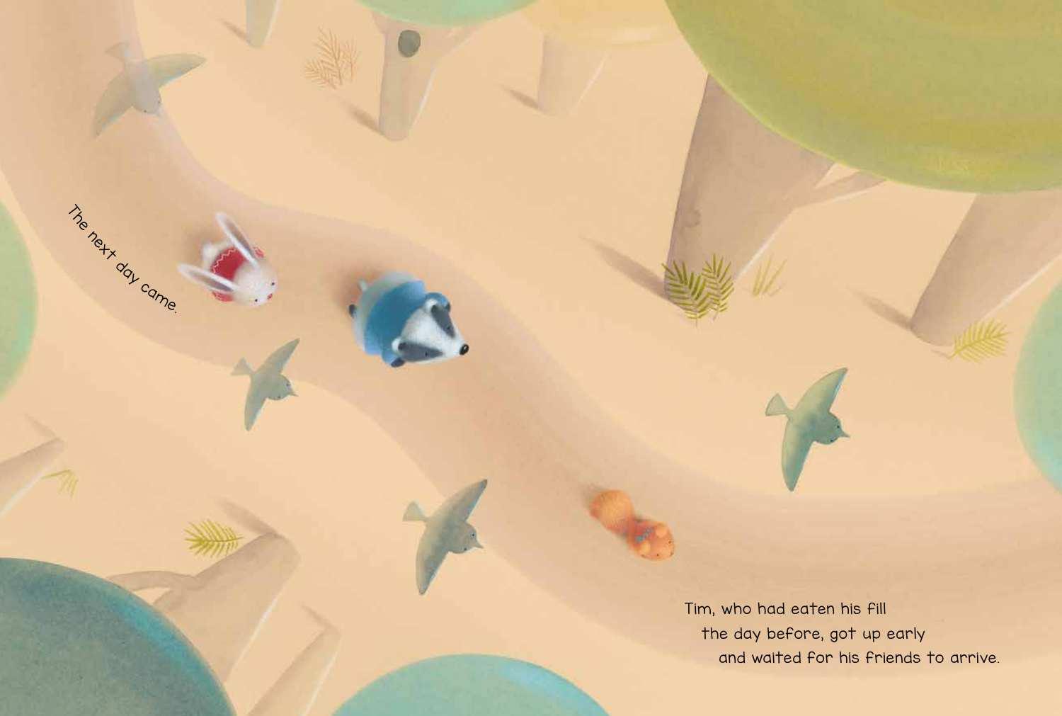The next day came.

Tim, who had eaten his fill
the day before, got up early
and waited for his friends to arrive.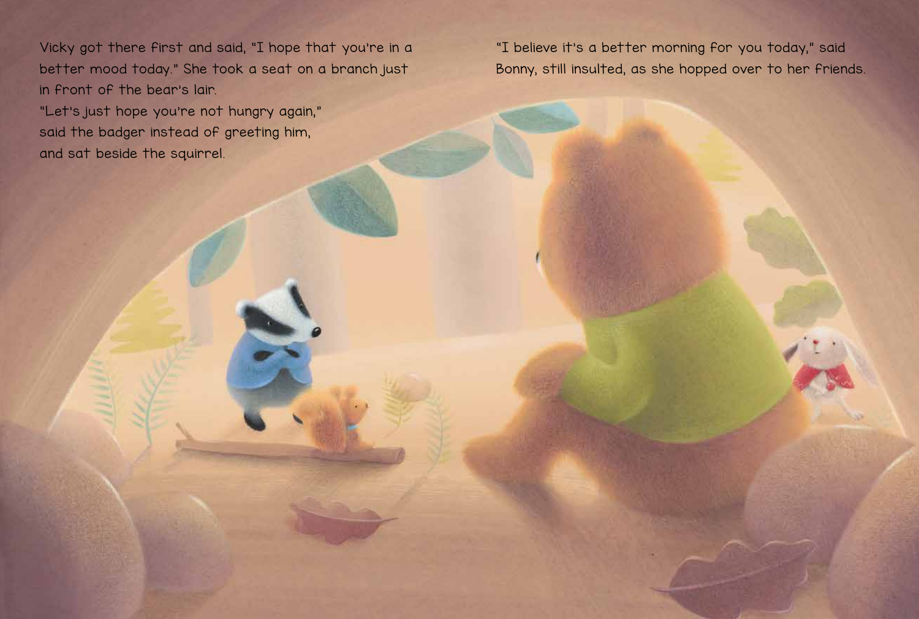Vicky got there first and said, "I hope that you're in a better mood today." She took a seat on a branch just in front of the bear's lair.

"Let's just hope you're not hungry again," said the badger instead of greeting him, and sat beside the squirrel.

"I believe it's a better morning for you today," said Bonny, still insulted, as she hopped over to her friends.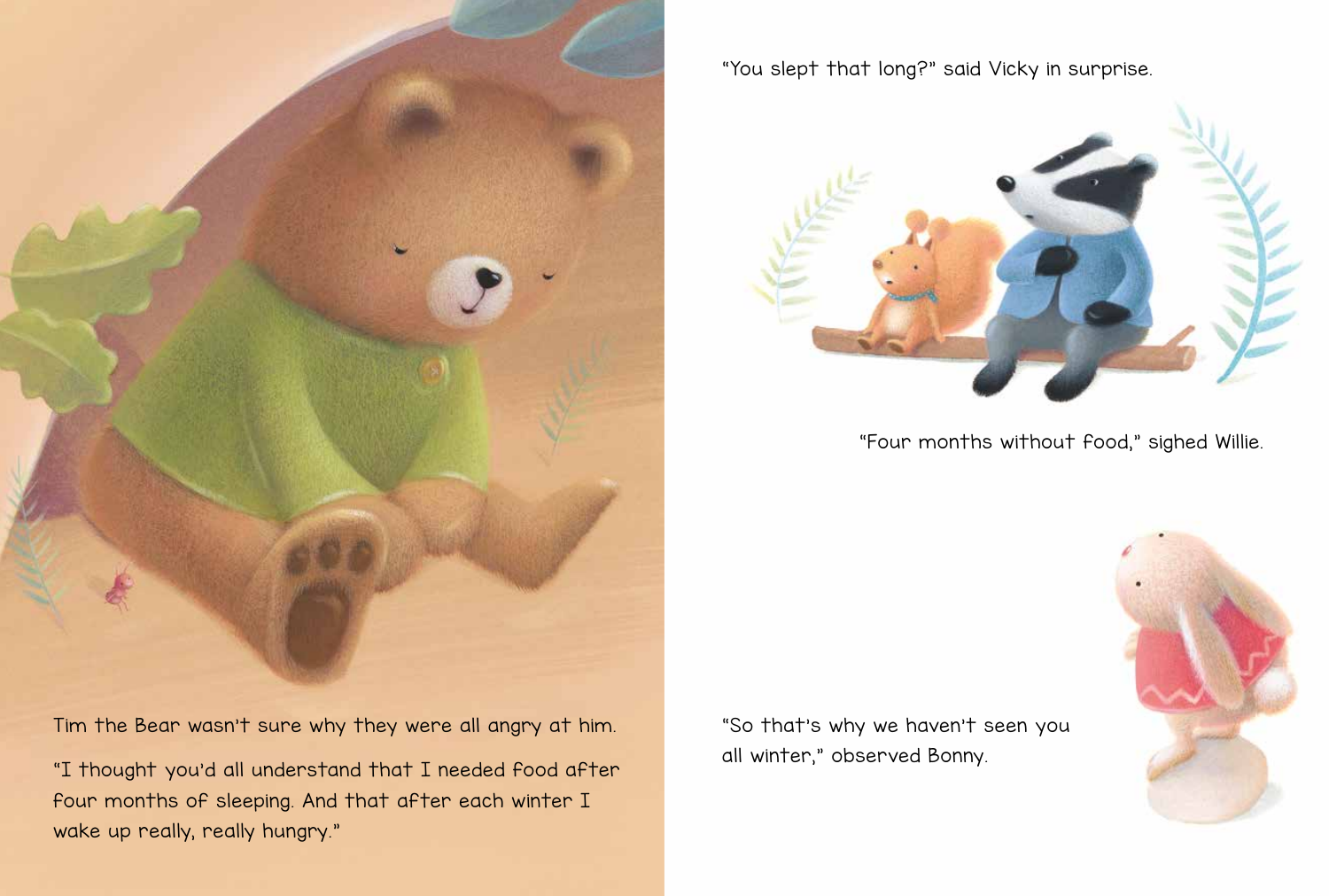Tim the Bear wasn't sure why they were all angry at him.

"I thought you'd all understand that I needed food after four months of sleeping. And that after each winter I wake up really, really hungry."

"You slept that long?" said Vicky in surprise.

"Four months without food," sighed Willie.

"So that's why we haven't seen you all winter," observed Bonny.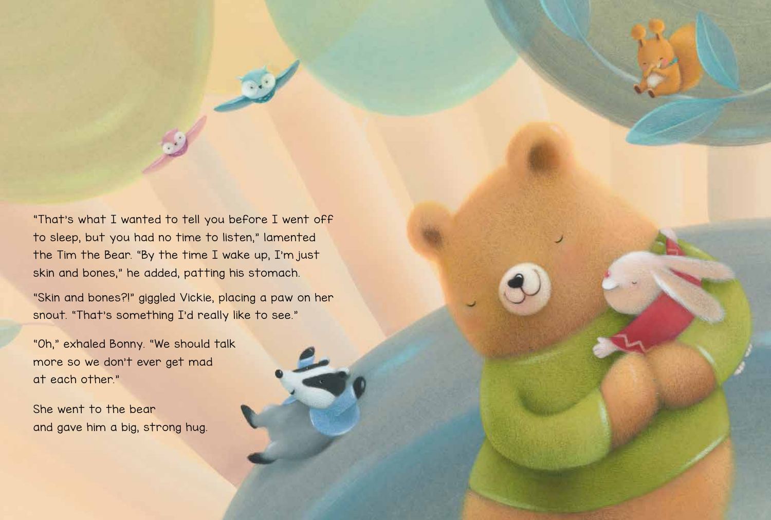"That's what I wanted to tell you before I went off to sleep, but you had no time to listen," lamented the Tim the Bear. "By the time I wake up, I'm just skin and bones," he added, patting his stomach.

"Skin and bones?!" giggled Vickie, placing a paw on her snout. "That's something I'd really like to see."

"Oh," exhaled Bonny. "We should talk more so we don't ever get mad at each other."

She went to the bear and gave him a big, strong hug.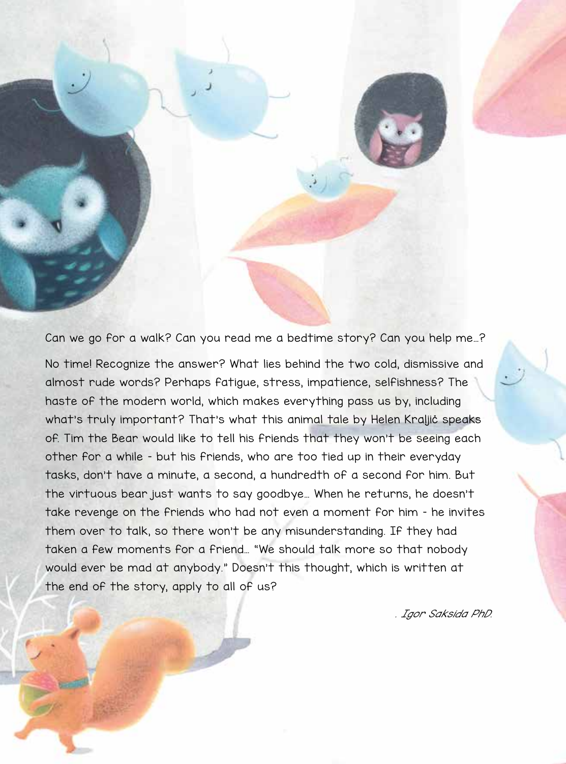Can we go for a walk? Can you read me a bedtime story? Can you help me…?

No time! Recognize the answer? What lies behind the two cold, dismissive and almost rude words? Perhaps fatigue, stress, impatience, selfishness? The haste of the modern world, which makes everything pass us by, including what's truly important? That's what this animal tale by Helen Kraljič speaks of. Tim the Bear would like to tell his friends that they won't be seeing each other for a while - but his friends, who are too tied up in their everyday tasks, don't have a minute, a second, a hundredth of a second for him. But the virtuous bear just wants to say goodbye… When he returns, he doesn't take revenge on the friends who had not even a moment for him - he invites them over to talk, so there won't be any misunderstanding. If they had taken a few moments for a friend… "We should talk more so that nobody would ever be mad at anybody." Doesn't this thought, which is written at the end of the story, apply to all of us?

*. Igor Saksida PhD.*